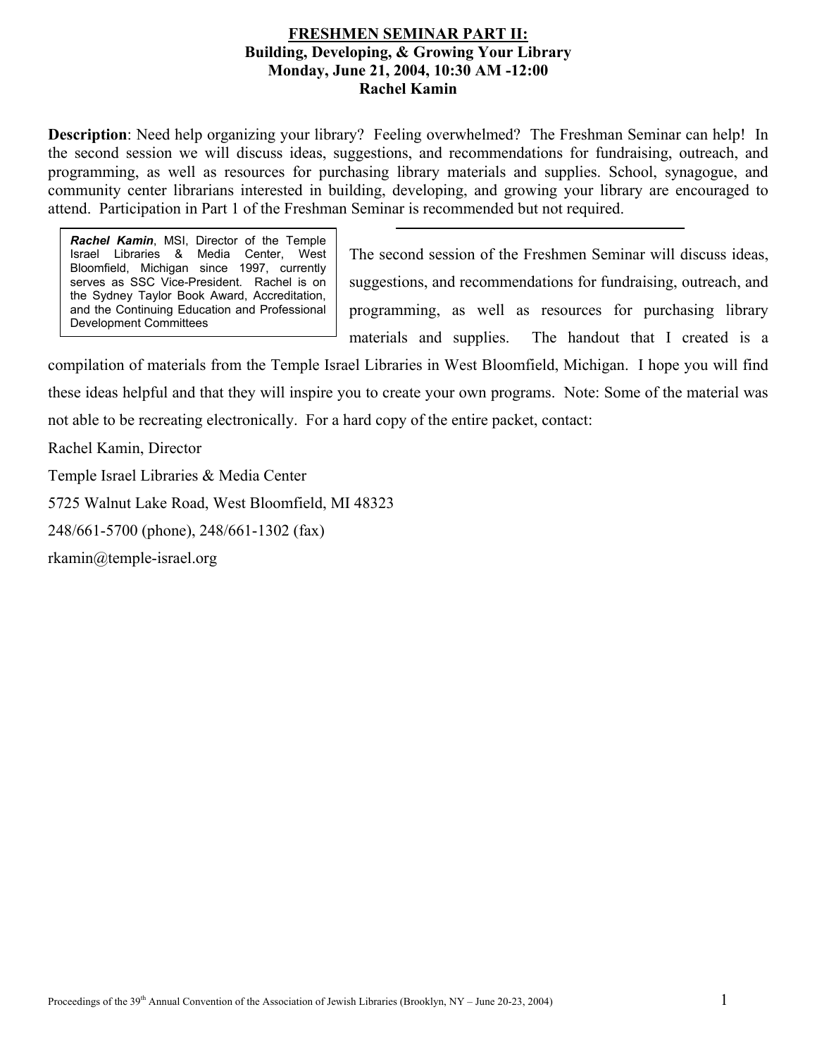# FRESHMEN SEMINAR PART II:

## Building, Developing, & Growing Your Library

**Monday, June 21, 2004, 10:30 AM -12:00**

**Rachel Kamin**

**Description**: Need help organizing your library? Feeling overwhelmed? The Freshman Seminar can help! In the second session we will discuss ideas, suggestions, and recommendations for fundraising, outreach, and programming, as well as resources for purchasing library materials and supplies. School, synagogue, and community center librarians interested in building, developing, and growing your library are encouraged to attend. Participation in Part 1 of the Freshman Seminar is recommended but not required.

> ***Rachel Kamin***, MSI, Director of the Temple Israel Libraries & Media Center, West Bloomfield, Michigan since 1997, currently serves as SSC Vice-President. Rachel is on the Sydney Taylor Book Award, Accreditation, and the Continuing Education and Professional Development Committees

---

The second session of the Freshmen Seminar will discuss ideas, suggestions, and recommendations for fundraising, outreach, and programming, as well as resources for purchasing library materials and supplies. The handout that I created is a compilation of materials from the Temple Israel Libraries in West Bloomfield, Michigan. I hope you will find these ideas helpful and that they will inspire you to create your own programs. Note: Some of the material was not able to be recreating electronically. For a hard copy of the entire packet, contact:

Rachel Kamin, Director

Temple Israel Libraries & Media Center

5725 Walnut Lake Road, West Bloomfield, MI 48323

248/661-5700 (phone), 248/661-1302 (fax)

rkamin@temple-israel.org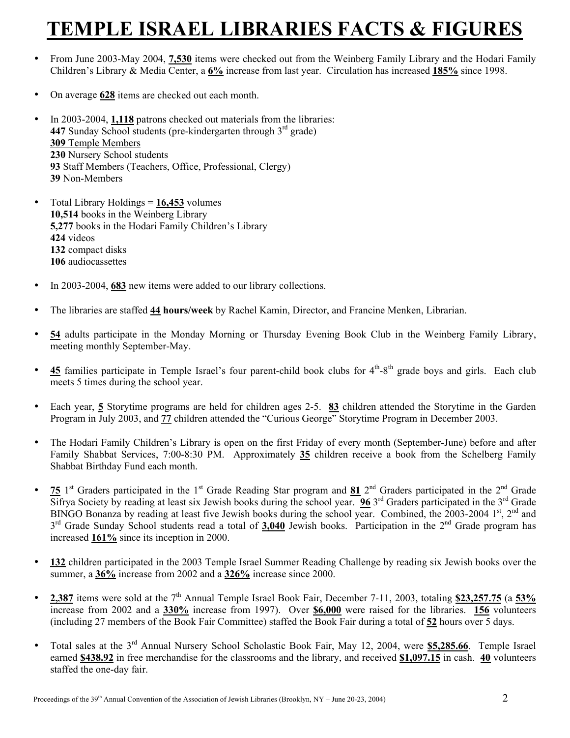# TEMPLE ISRAEL LIBRARIES FACTS & FIGURES

- From June 2003-May 2004, **7,530** items were checked out from the Weinberg Family Library and the Hodari Family Children's Library & Media Center, a **6%** increase from last year. Circulation has increased **185%** since 1998.

- On average **628** items are checked out each month.

- In 2003-2004, **1,118** patrons checked out materials from the libraries:
  **447** Sunday School students (pre-kindergarten through 3rd grade)
  **309** Temple Members
  **230** Nursery School students
  **93** Staff Members (Teachers, Office, Professional, Clergy)
  **39** Non-Members

- Total Library Holdings = **16,453** volumes
  **10,514** books in the Weinberg Library
  **5,277** books in the Hodari Family Children's Library
  **424** videos
  **132** compact disks
  **106** audiocassettes

- In 2003-2004, **683** new items were added to our library collections.

- The libraries are staffed **44 hours/week** by Rachel Kamin, Director, and Francine Menken, Librarian.

- **54** adults participate in the Monday Morning or Thursday Evening Book Club in the Weinberg Family Library, meeting monthly September-May.

- **45** families participate in Temple Israel's four parent-child book clubs for 4th-8th grade boys and girls. Each club meets 5 times during the school year.

- Each year, **5** Storytime programs are held for children ages 2-5. **83** children attended the Storytime in the Garden Program in July 2003, and **77** children attended the "Curious George" Storytime Program in December 2003.

- The Hodari Family Children's Library is open on the first Friday of every month (September-June) before and after Family Shabbat Services, 7:00-8:30 PM. Approximately **35** children receive a book from the Schelberg Family Shabbat Birthday Fund each month.

- **75** 1st Graders participated in the 1st Grade Reading Star program and **81** 2nd Graders participated in the 2nd Grade Sifrya Society by reading at least six Jewish books during the school year. **96** 3rd Graders participated in the 3rd Grade BINGO Bonanza by reading at least five Jewish books during the school year. Combined, the 2003-2004 1st, 2nd and 3rd Grade Sunday School students read a total of **3,040** Jewish books. Participation in the 2nd Grade program has increased **161%** since its inception in 2000.

- **132** children participated in the 2003 Temple Israel Summer Reading Challenge by reading six Jewish books over the summer, a **36%** increase from 2002 and a **326%** increase since 2000.

- **2,387** items were sold at the 7th Annual Temple Israel Book Fair, December 7-11, 2003, totaling **$23,257.75** (a **53%** increase from 2002 and a **330%** increase from 1997). Over **$6,000** were raised for the libraries. **156** volunteers (including 27 members of the Book Fair Committee) staffed the Book Fair during a total of **52** hours over 5 days.

- Total sales at the 3rd Annual Nursery School Scholastic Book Fair, May 12, 2004, were **$5,285.66**. Temple Israel earned **$438.92** in free merchandise for the classrooms and the library, and received **$1,097.15** in cash. **40** volunteers staffed the one-day fair.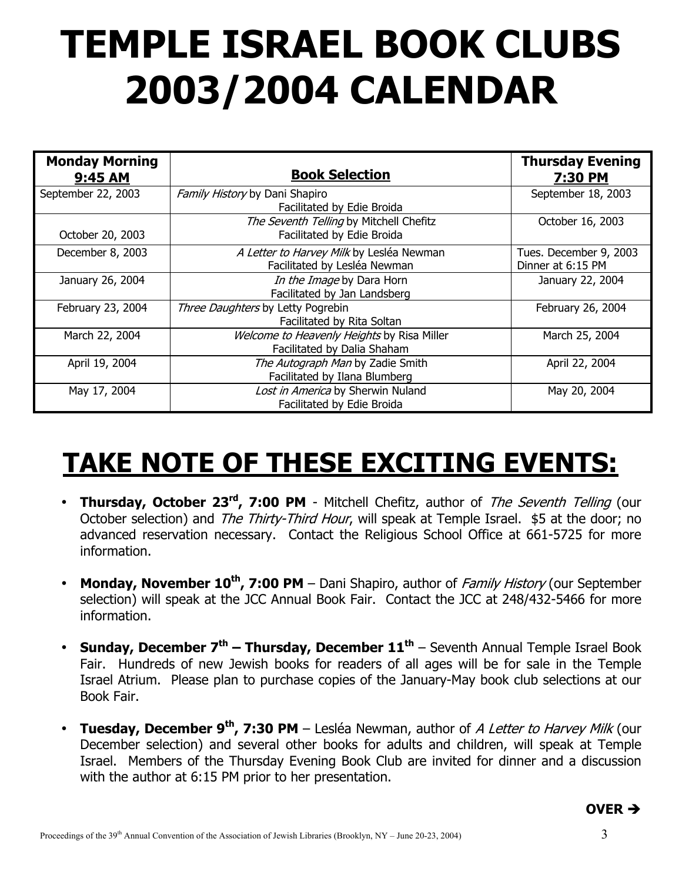# TEMPLE ISRAEL BOOK CLUBS 2003/2004 CALENDAR

| **Monday Morning 9:45 AM** | **Book Selection** | **Thursday Evening 7:30 PM** |
|---|---|---|
| September 22, 2003 | *Family History* by Dani Shapiro<br>Facilitated by Edie Broida | September 18, 2003 |
| October 20, 2003 | *The Seventh Telling* by Mitchell Chefitz<br>Facilitated by Edie Broida | October 16, 2003 |
| December 8, 2003 | *A Letter to Harvey Milk* by Lesléa Newman<br>Facilitated by Lesléa Newman | Tues. December 9, 2003<br>Dinner at 6:15 PM |
| January 26, 2004 | *In the Image* by Dara Horn<br>Facilitated by Jan Landsberg | January 22, 2004 |
| February 23, 2004 | *Three Daughters* by Letty Pogrebin<br>Facilitated by Rita Soltan | February 26, 2004 |
| March 22, 2004 | *Welcome to Heavenly Heights* by Risa Miller<br>Facilitated by Dalia Shaham | March 25, 2004 |
| April 19, 2004 | *The Autograph Man* by Zadie Smith<br>Facilitated by Ilana Blumberg | April 22, 2004 |
| May 17, 2004 | *Lost in America* by Sherwin Nuland<br>Facilitated by Edie Broida | May 20, 2004 |

## TAKE NOTE OF THESE EXCITING EVENTS:

- **Thursday, October 23rd, 7:00 PM** - Mitchell Chefitz, author of *The Seventh Telling* (our October selection) and *The Thirty-Third Hour*, will speak at Temple Israel. $5 at the door; no advanced reservation necessary. Contact the Religious School Office at 661-5725 for more information.

- **Monday, November 10th, 7:00 PM** – Dani Shapiro, author of *Family History* (our September selection) will speak at the JCC Annual Book Fair. Contact the JCC at 248/432-5466 for more information.

- **Sunday, December 7th – Thursday, December 11th** – Seventh Annual Temple Israel Book Fair. Hundreds of new Jewish books for readers of all ages will be for sale in the Temple Israel Atrium. Please plan to purchase copies of the January-May book club selections at our Book Fair.

- **Tuesday, December 9th, 7:30 PM** – Lesléa Newman, author of *A Letter to Harvey Milk* (our December selection) and several other books for adults and children, will speak at Temple Israel. Members of the Thursday Evening Book Club are invited for dinner and a discussion with the author at 6:15 PM prior to her presentation.

**OVER ➔**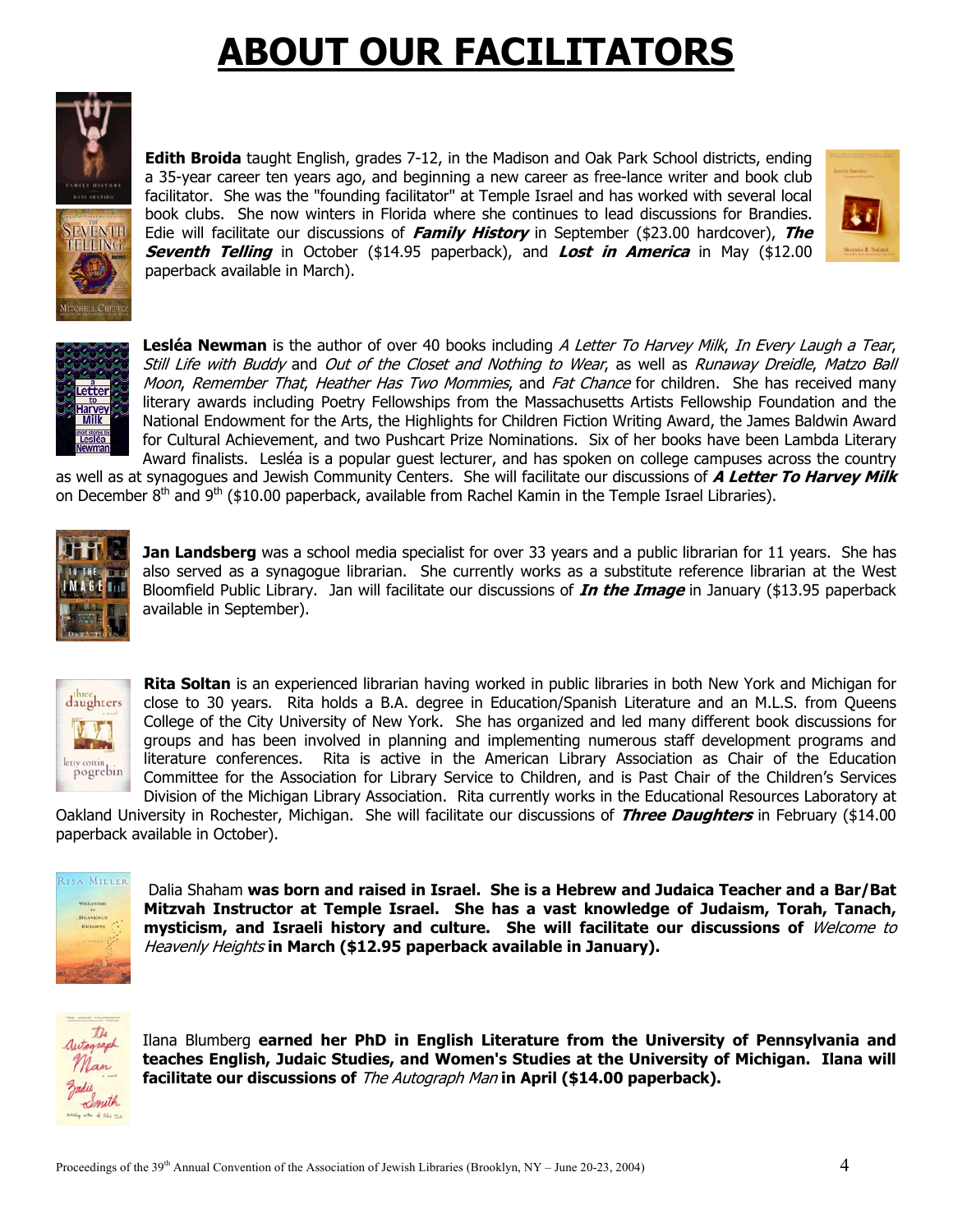# ABOUT OUR FACILITATORS

**Edith Broida** taught English, grades 7-12, in the Madison and Oak Park School districts, ending a 35-year career ten years ago, and beginning a new career as free-lance writer and book club facilitator. She was the "founding facilitator" at Temple Israel and has worked with several local book clubs. She now winters in Florida where she continues to lead discussions for Brandies. Edie will facilitate our discussions of ***Family History*** in September ($23.00 hardcover), ***The Seventh Telling*** in October ($14.95 paperback), and ***Lost in America*** in May ($12.00 paperback available in March).

**Lesléa Newman** is the author of over 40 books including *A Letter To Harvey Milk*, *In Every Laugh a Tear*, *Still Life with Buddy* and *Out of the Closet and Nothing to Wear*, as well as *Runaway Dreidle*, *Matzo Ball Moon*, *Remember That*, *Heather Has Two Mommies*, and *Fat Chance* for children. She has received many literary awards including Poetry Fellowships from the Massachusetts Artists Fellowship Foundation and the National Endowment for the Arts, the Highlights for Children Fiction Writing Award, the James Baldwin Award for Cultural Achievement, and two Pushcart Prize Nominations. Six of her books have been Lambda Literary Award finalists. Lesléa is a popular guest lecturer, and has spoken on college campuses across the country as well as at synagogues and Jewish Community Centers. She will facilitate our discussions of ***A Letter To Harvey Milk*** on December 8th and 9th ($10.00 paperback, available from Rachel Kamin in the Temple Israel Libraries).

**Jan Landsberg** was a school media specialist for over 33 years and a public librarian for 11 years. She has also served as a synagogue librarian. She currently works as a substitute reference librarian at the West Bloomfield Public Library. Jan will facilitate our discussions of ***In the Image*** in January ($13.95 paperback available in September).

**Rita Soltan** is an experienced librarian having worked in public libraries in both New York and Michigan for close to 30 years. Rita holds a B.A. degree in Education/Spanish Literature and an M.L.S. from Queens College of the City University of New York. She has organized and led many different book discussions for groups and has been involved in planning and implementing numerous staff development programs and literature conferences. Rita is active in the American Library Association as Chair of the Education Committee for the Association for Library Service to Children, and is Past Chair of the Children's Services Division of the Michigan Library Association. Rita currently works in the Educational Resources Laboratory at Oakland University in Rochester, Michigan. She will facilitate our discussions of ***Three Daughters*** in February ($14.00 paperback available in October).

Dalia Shaham **was born and raised in Israel. She is a Hebrew and Judaica Teacher and a Bar/Bat Mitzvah Instructor at Temple Israel. She has a vast knowledge of Judaism, Torah, Tanach, mysticism, and Israeli history and culture. She will facilitate our discussions of** *Welcome to Heavenly Heights* **in March ($12.95 paperback available in January).**

Ilana Blumberg **earned her PhD in English Literature from the University of Pennsylvania and teaches English, Judaic Studies, and Women's Studies at the University of Michigan. Ilana will facilitate our discussions of** *The Autograph Man* **in April ($14.00 paperback).**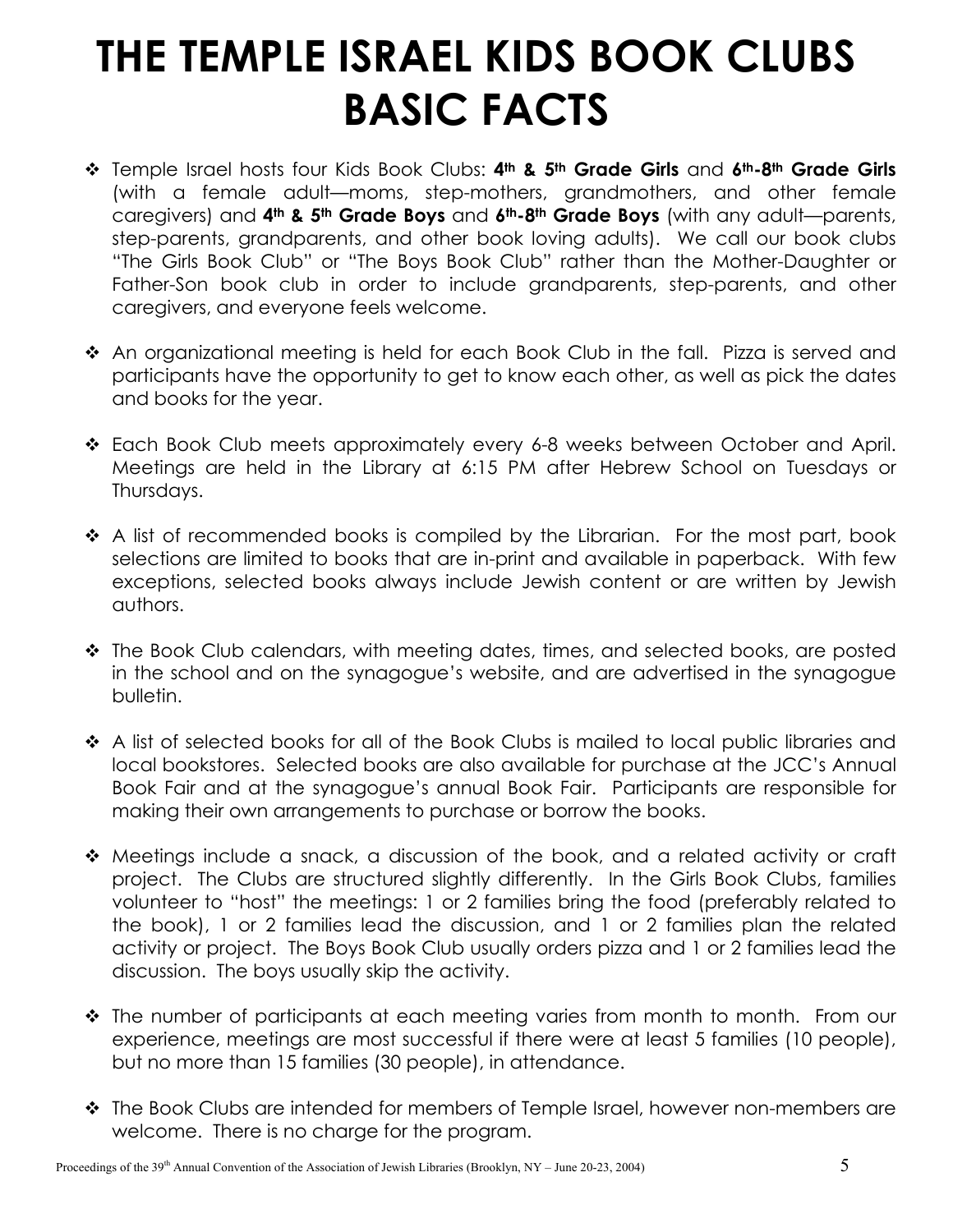# THE TEMPLE ISRAEL KIDS BOOK CLUBS BASIC FACTS

- Temple Israel hosts four Kids Book Clubs: **4th & 5th Grade Girls** and **6th-8th Grade Girls** (with a female adult—moms, step-mothers, grandmothers, and other female caregivers) and **4th & 5th Grade Boys** and **6th-8th Grade Boys** (with any adult—parents, step-parents, grandparents, and other book loving adults). We call our book clubs "The Girls Book Club" or "The Boys Book Club" rather than the Mother-Daughter or Father-Son book club in order to include grandparents, step-parents, and other caregivers, and everyone feels welcome.

- An organizational meeting is held for each Book Club in the fall. Pizza is served and participants have the opportunity to get to know each other, as well as pick the dates and books for the year.

- Each Book Club meets approximately every 6-8 weeks between October and April. Meetings are held in the Library at 6:15 PM after Hebrew School on Tuesdays or Thursdays.

- A list of recommended books is compiled by the Librarian. For the most part, book selections are limited to books that are in-print and available in paperback. With few exceptions, selected books always include Jewish content or are written by Jewish authors.

- The Book Club calendars, with meeting dates, times, and selected books, are posted in the school and on the synagogue's website, and are advertised in the synagogue bulletin.

- A list of selected books for all of the Book Clubs is mailed to local public libraries and local bookstores. Selected books are also available for purchase at the JCC's Annual Book Fair and at the synagogue's annual Book Fair. Participants are responsible for making their own arrangements to purchase or borrow the books.

- Meetings include a snack, a discussion of the book, and a related activity or craft project. The Clubs are structured slightly differently. In the Girls Book Clubs, families volunteer to "host" the meetings: 1 or 2 families bring the food (preferably related to the book), 1 or 2 families lead the discussion, and 1 or 2 families plan the related activity or project. The Boys Book Club usually orders pizza and 1 or 2 families lead the discussion. The boys usually skip the activity.

- The number of participants at each meeting varies from month to month. From our experience, meetings are most successful if there were at least 5 families (10 people), but no more than 15 families (30 people), in attendance.

- The Book Clubs are intended for members of Temple Israel, however non-members are welcome. There is no charge for the program.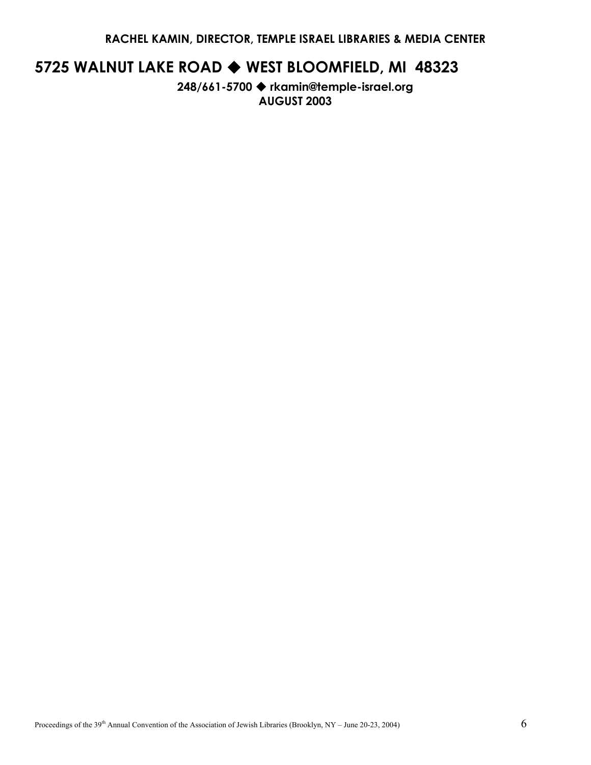**RACHEL KAMIN, DIRECTOR, TEMPLE ISRAEL LIBRARIES & MEDIA CENTER**

**5725 WALNUT LAKE ROAD ◆ WEST BLOOMFIELD, MI 48323**

**248/661-5700 ◆ rkamin@temple-israel.org**

**AUGUST 2003**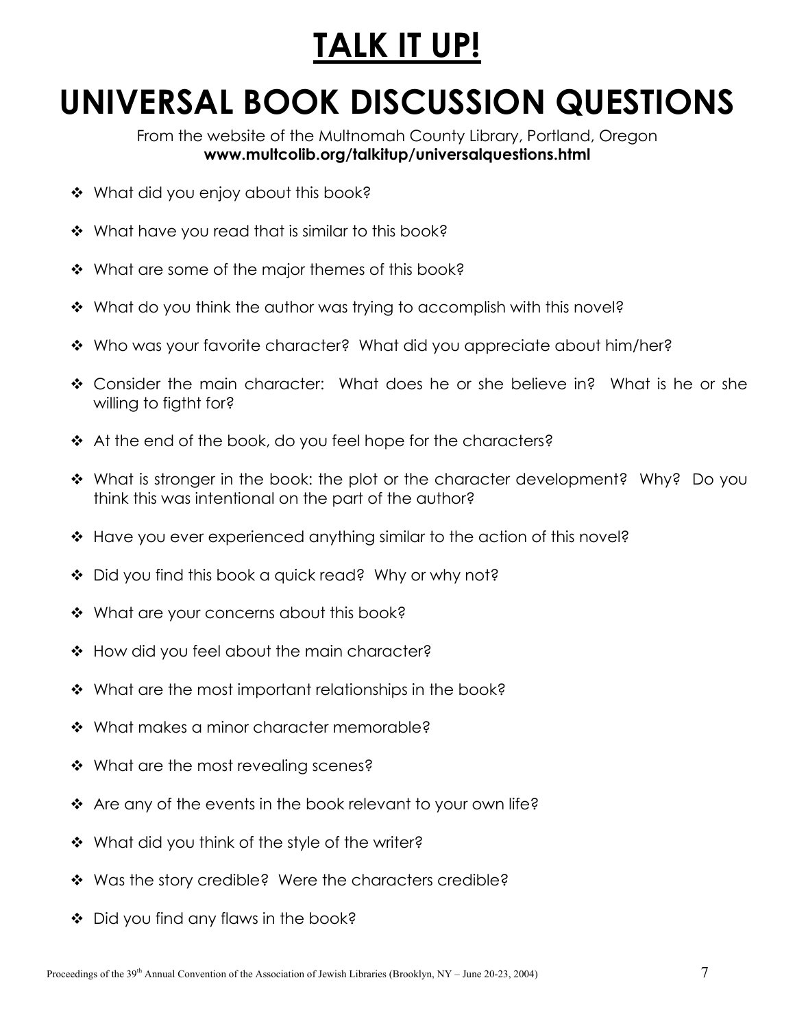# TALK IT UP!

# UNIVERSAL BOOK DISCUSSION QUESTIONS

From the website of the Multnomah County Library, Portland, Oregon
**www.multcolib.org/talkitup/universalquestions.html**

- What did you enjoy about this book?
- What have you read that is similar to this book?
- What are some of the major themes of this book?
- What do you think the author was trying to accomplish with this novel?
- Who was your favorite character? What did you appreciate about him/her?
- Consider the main character: What does he or she believe in? What is he or she willing to figtht for?
- At the end of the book, do you feel hope for the characters?
- What is stronger in the book: the plot or the character development? Why? Do you think this was intentional on the part of the author?
- Have you ever experienced anything similar to the action of this novel?
- Did you find this book a quick read? Why or why not?
- What are your concerns about this book?
- How did you feel about the main character?
- What are the most important relationships in the book?
- What makes a minor character memorable?
- What are the most revealing scenes?
- Are any of the events in the book relevant to your own life?
- What did you think of the style of the writer?
- Was the story credible? Were the characters credible?
- Did you find any flaws in the book?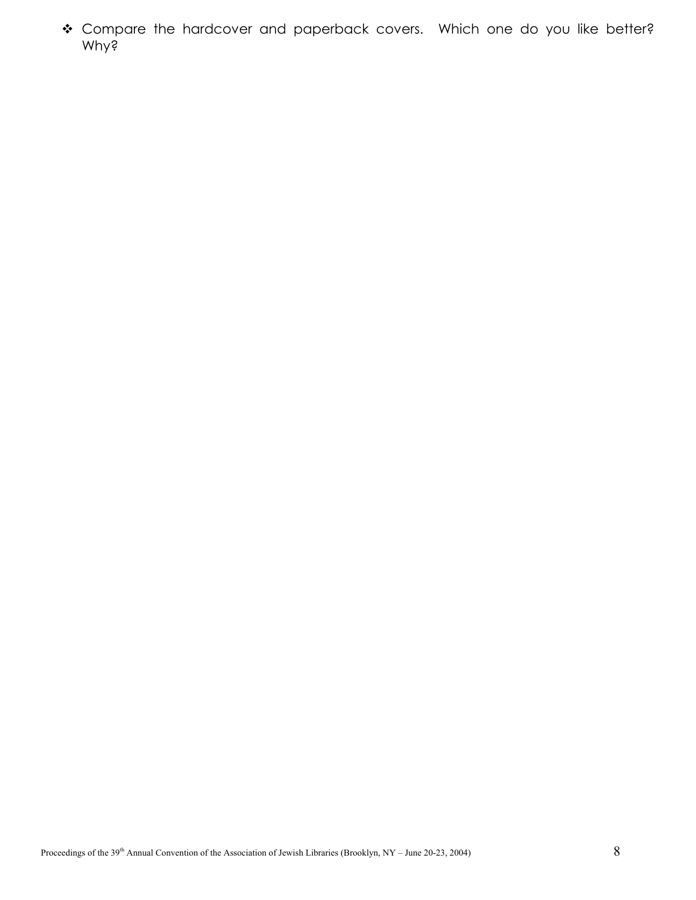- Compare the hardcover and paperback covers. Which one do you like better? Why?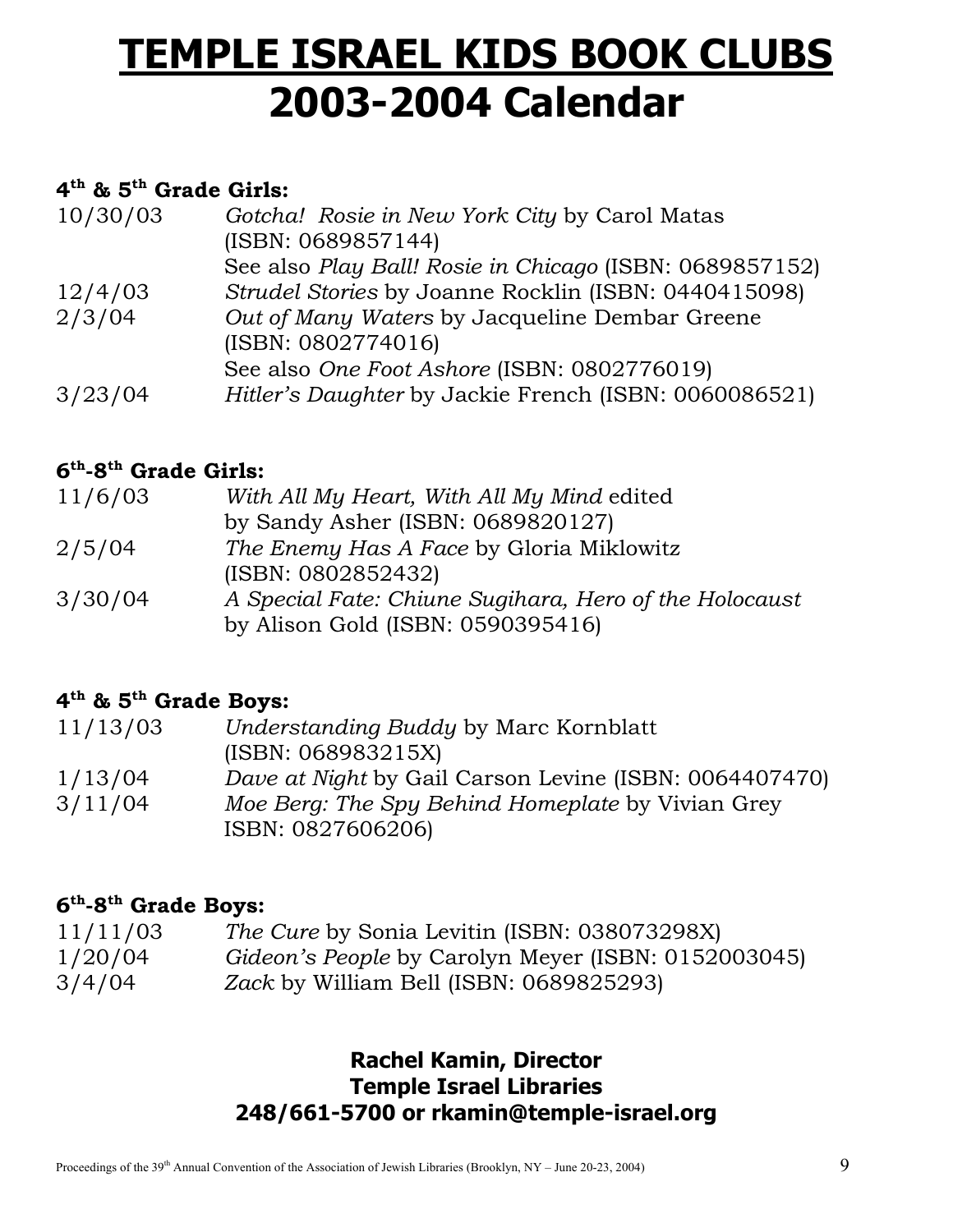# TEMPLE ISRAEL KIDS BOOK CLUBS
# 2003-2004 Calendar

**4th & 5th Grade Girls:**

| | |
|---|---|
| 10/30/03 | *Gotcha! Rosie in New York City* by Carol Matas (ISBN: 0689857144) See also *Play Ball! Rosie in Chicago* (ISBN: 0689857152) |
| 12/4/03 | *Strudel Stories* by Joanne Rocklin (ISBN: 0440415098) |
| 2/3/04 | *Out of Many Waters* by Jacqueline Dembar Greene (ISBN: 0802774016) See also *One Foot Ashore* (ISBN: 0802776019) |
| 3/23/04 | *Hitler's Daughter* by Jackie French (ISBN: 0060086521) |

**6th-8th Grade Girls:**

| | |
|---|---|
| 11/6/03 | *With All My Heart, With All My Mind* edited by Sandy Asher (ISBN: 0689820127) |
| 2/5/04 | *The Enemy Has A Face* by Gloria Miklowitz (ISBN: 0802852432) |
| 3/30/04 | *A Special Fate: Chiune Sugihara, Hero of the Holocaust* by Alison Gold (ISBN: 0590395416) |

**4th & 5th Grade Boys:**

| | |
|---|---|
| 11/13/03 | *Understanding Buddy* by Marc Kornblatt (ISBN: 068983215X) |
| 1/13/04 | *Dave at Night* by Gail Carson Levine (ISBN: 0064407470) |
| 3/11/04 | *Moe Berg: The Spy Behind Homeplate* by Vivian Grey ISBN: 0827606206) |

**6th-8th Grade Boys:**

| | |
|---|---|
| 11/11/03 | *The Cure* by Sonia Levitin (ISBN: 038073298X) |
| 1/20/04 | *Gideon's People* by Carolyn Meyer (ISBN: 0152003045) |
| 3/4/04 | *Zack* by William Bell (ISBN: 0689825293) |

**Rachel Kamin, Director**
**Temple Israel Libraries**
**248/661-5700 or rkamin@temple-israel.org**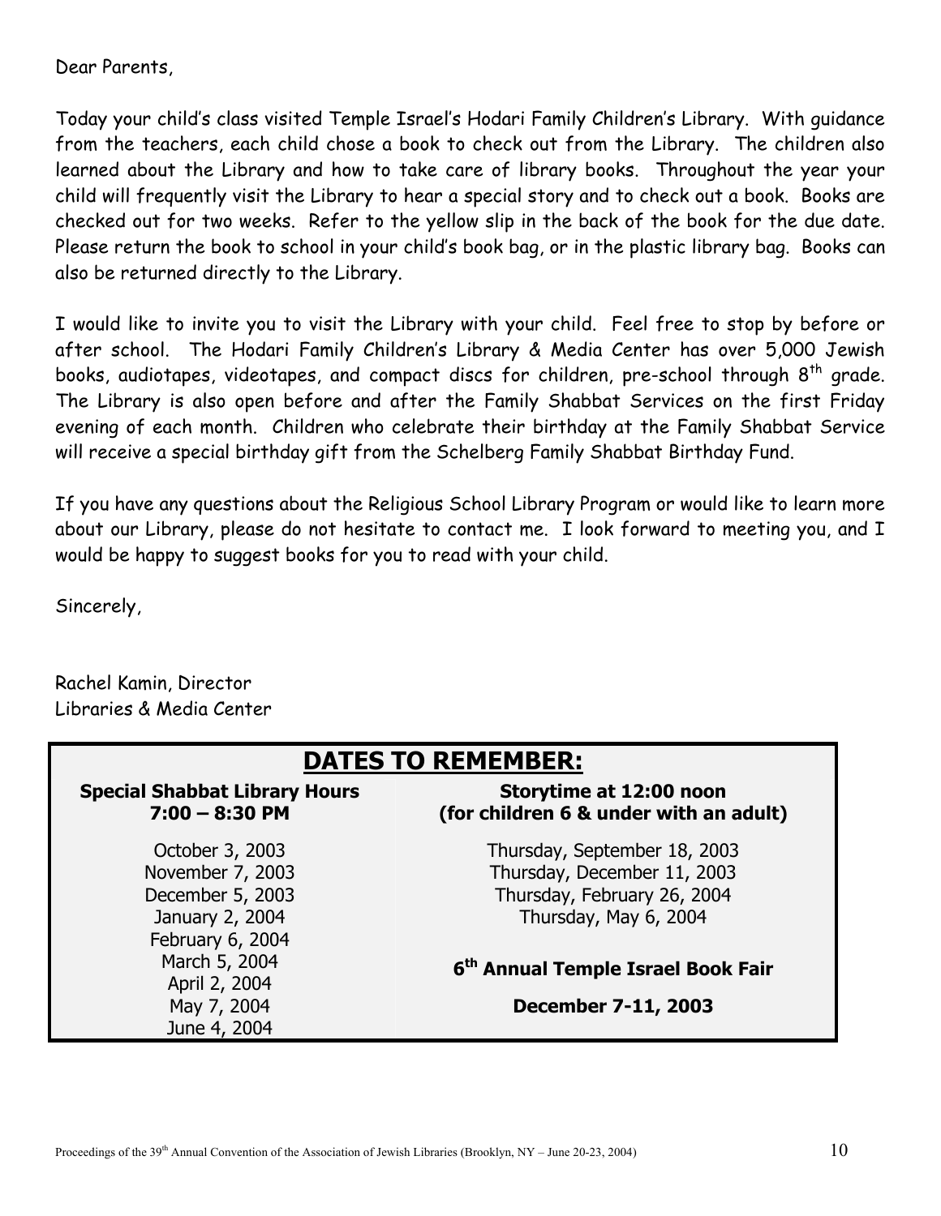Dear Parents,

Today your child's class visited Temple Israel's Hodari Family Children's Library. With guidance from the teachers, each child chose a book to check out from the Library. The children also learned about the Library and how to take care of library books. Throughout the year your child will frequently visit the Library to hear a special story and to check out a book. Books are checked out for two weeks. Refer to the yellow slip in the back of the book for the due date. Please return the book to school in your child's book bag, or in the plastic library bag. Books can also be returned directly to the Library.

I would like to invite you to visit the Library with your child. Feel free to stop by before or after school. The Hodari Family Children's Library & Media Center has over 5,000 Jewish books, audiotapes, videotapes, and compact discs for children, pre-school through 8th grade. The Library is also open before and after the Family Shabbat Services on the first Friday evening of each month. Children who celebrate their birthday at the Family Shabbat Service will receive a special birthday gift from the Schelberg Family Shabbat Birthday Fund.

If you have any questions about the Religious School Library Program or would like to learn more about our Library, please do not hesitate to contact me. I look forward to meeting you, and I would be happy to suggest books for you to read with your child.

Sincerely,

Rachel Kamin, Director
Libraries & Media Center

## DATES TO REMEMBER:

| **Special Shabbat Library Hours 7:00 – 8:30 PM** | **Storytime at 12:00 noon (for children 6 & under with an adult)** |
|---|---|
| October 3, 2003 | Thursday, September 18, 2003 |
| November 7, 2003 | Thursday, December 11, 2003 |
| December 5, 2003 | Thursday, February 26, 2004 |
| January 2, 2004 | Thursday, May 6, 2004 |
| February 6, 2004 | |
| March 5, 2004 | **6th Annual Temple Israel Book Fair** |
| April 2, 2004 | |
| May 7, 2004 | **December 7-11, 2003** |
| June 4, 2004 | |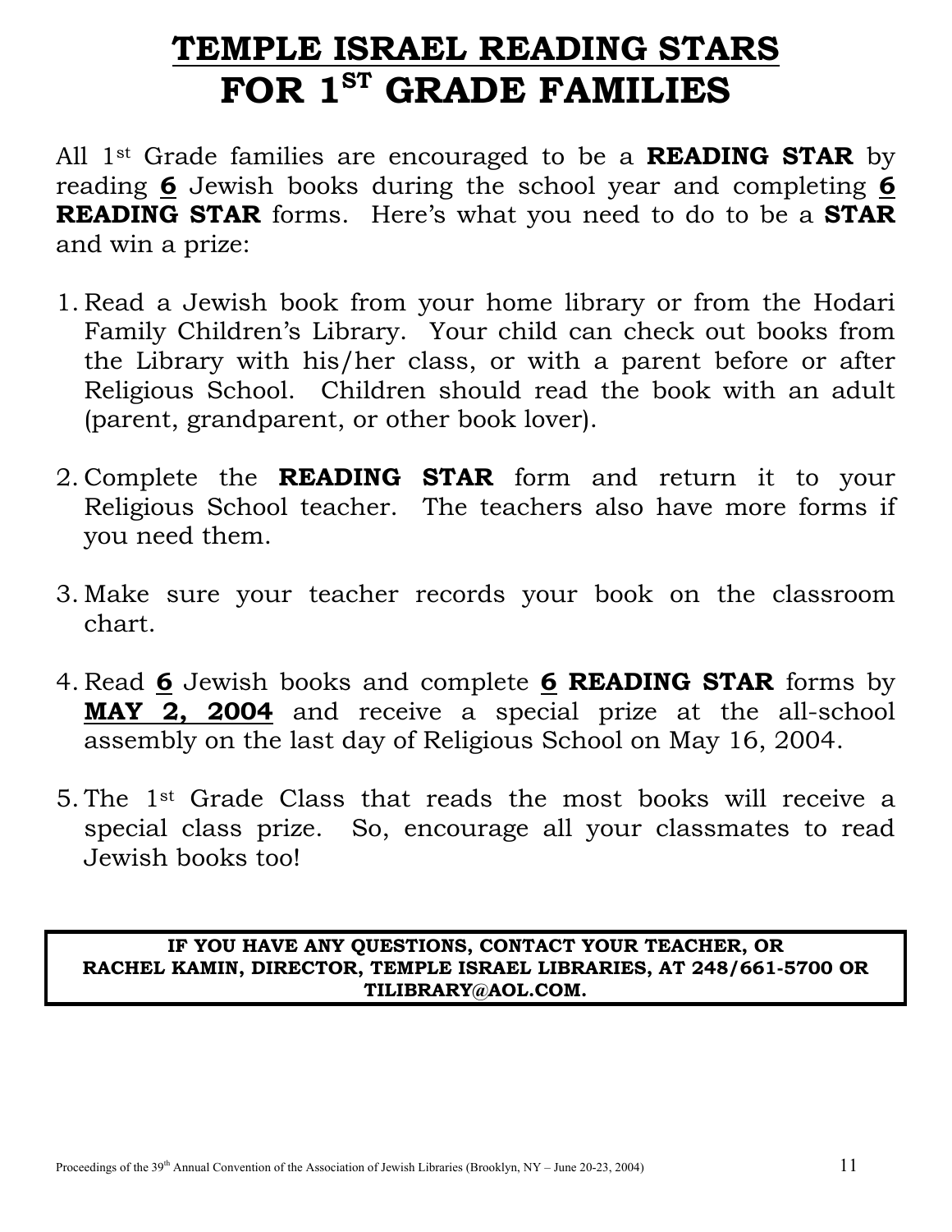# <u>TEMPLE ISRAEL READING STARS</u>
# FOR 1ST GRADE FAMILIES

All 1st Grade families are encouraged to be a **READING STAR** by reading **<u>6</u>** Jewish books during the school year and completing **<u>6</u> READING STAR** forms. Here's what you need to do to be a **STAR** and win a prize:

1. Read a Jewish book from your home library or from the Hodari Family Children's Library. Your child can check out books from the Library with his/her class, or with a parent before or after Religious School. Children should read the book with an adult (parent, grandparent, or other book lover).

2. Complete the **READING STAR** form and return it to your Religious School teacher. The teachers also have more forms if you need them.

3. Make sure your teacher records your book on the classroom chart.

4. Read **<u>6</u>** Jewish books and complete **<u>6</u> READING STAR** forms by **<u>MAY 2, 2004</u>** and receive a special prize at the all-school assembly on the last day of Religious School on May 16, 2004.

5. The 1st Grade Class that reads the most books will receive a special class prize. So, encourage all your classmates to read Jewish books too!

**IF YOU HAVE ANY QUESTIONS, CONTACT YOUR TEACHER, OR RACHEL KAMIN, DIRECTOR, TEMPLE ISRAEL LIBRARIES, AT 248/661-5700 OR TILIBRARY@AOL.COM.**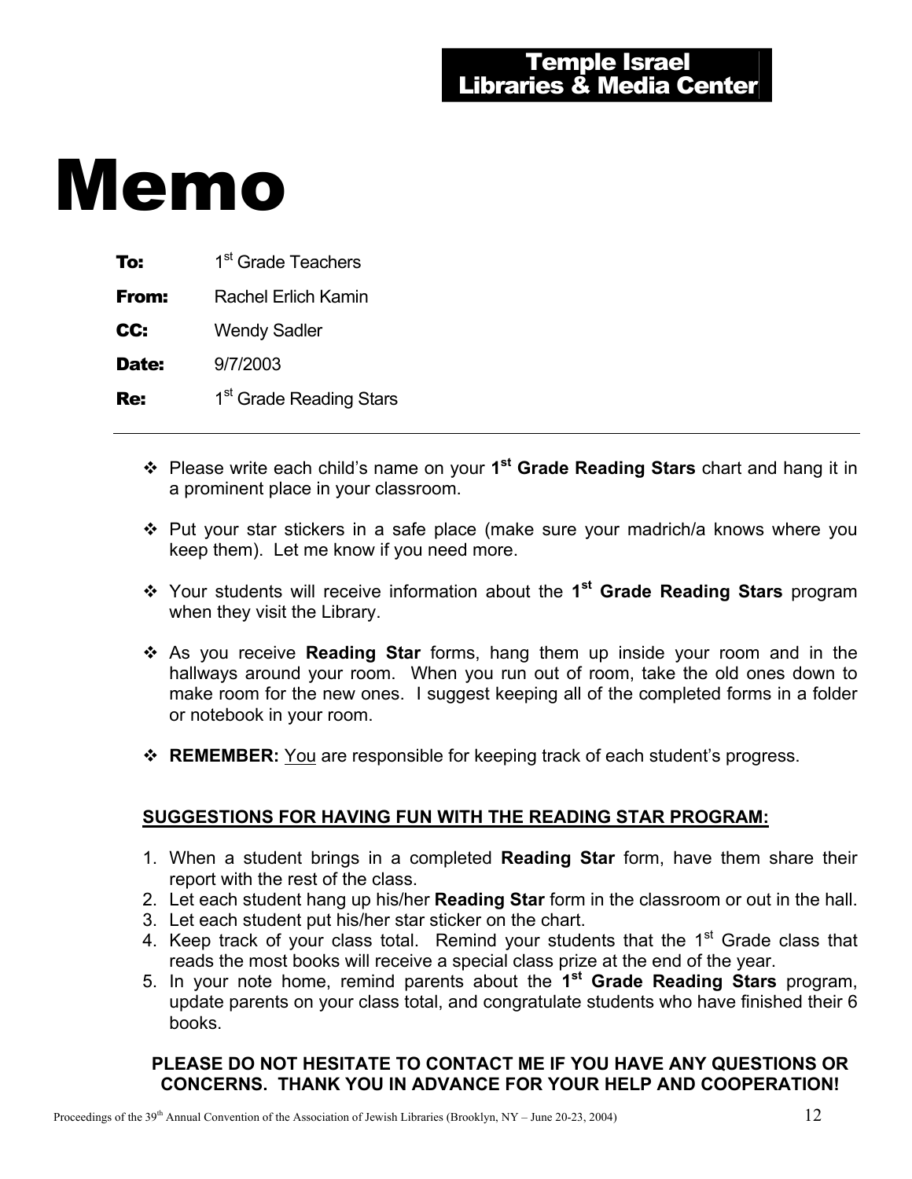**Temple Israel
Libraries & Media Center**

# Memo

**To:** 1st Grade Teachers

**From:** Rachel Erlich Kamin

**CC:** Wendy Sadler

**Date:** 9/7/2003

**Re:** 1st Grade Reading Stars

---

- Please write each child's name on your **1st Grade Reading Stars** chart and hang it in a prominent place in your classroom.

- Put your star stickers in a safe place (make sure your madrich/a knows where you keep them). Let me know if you need more.

- Your students will receive information about the **1st Grade Reading Stars** program when they visit the Library.

- As you receive **Reading Star** forms, hang them up inside your room and in the hallways around your room. When you run out of room, take the old ones down to make room for the new ones. I suggest keeping all of the completed forms in a folder or notebook in your room.

- **REMEMBER:** You are responsible for keeping track of each student's progress.

**SUGGESTIONS FOR HAVING FUN WITH THE READING STAR PROGRAM:**

1. When a student brings in a completed **Reading Star** form, have them share their report with the rest of the class.
2. Let each student hang up his/her **Reading Star** form in the classroom or out in the hall.
3. Let each student put his/her star sticker on the chart.
4. Keep track of your class total. Remind your students that the 1st Grade class that reads the most books will receive a special class prize at the end of the year.
5. In your note home, remind parents about the **1st Grade Reading Stars** program, update parents on your class total, and congratulate students who have finished their 6 books.

**PLEASE DO NOT HESITATE TO CONTACT ME IF YOU HAVE ANY QUESTIONS OR CONCERNS. THANK YOU IN ADVANCE FOR YOUR HELP AND COOPERATION!**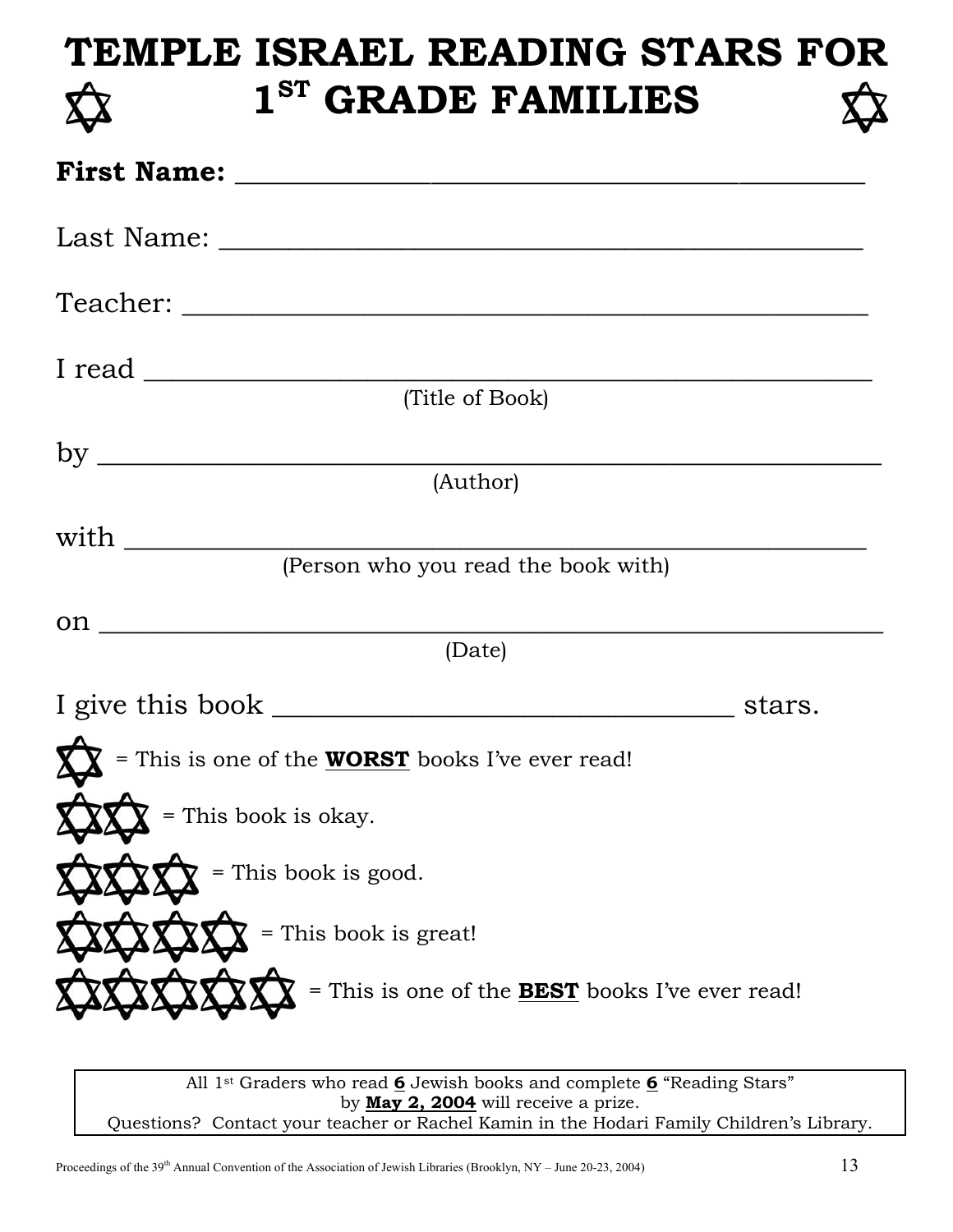# TEMPLE ISRAEL READING STARS FOR 1ST GRADE FAMILIES

**First Name:** ____________________________________________

Last Name: ____________________________________________

Teacher: ______________________________________________

I read ________________________________________________
(Title of Book)

by ___________________________________________________
(Author)

with _________________________________________________
(Person who you read the book with)

on ___________________________________________________
(Date)

I give this book ________________________________ stars.

✡ = This is one of the **WORST** books I've ever read!

✡✡ = This book is okay.

✡✡✡ = This book is good.

✡✡✡✡ = This book is great!

✡✡✡✡✡ = This is one of the **BEST** books I've ever read!

All 1st Graders who read **6** Jewish books and complete **6** "Reading Stars" by **May 2, 2004** will receive a prize.
Questions? Contact your teacher or Rachel Kamin in the Hodari Family Children's Library.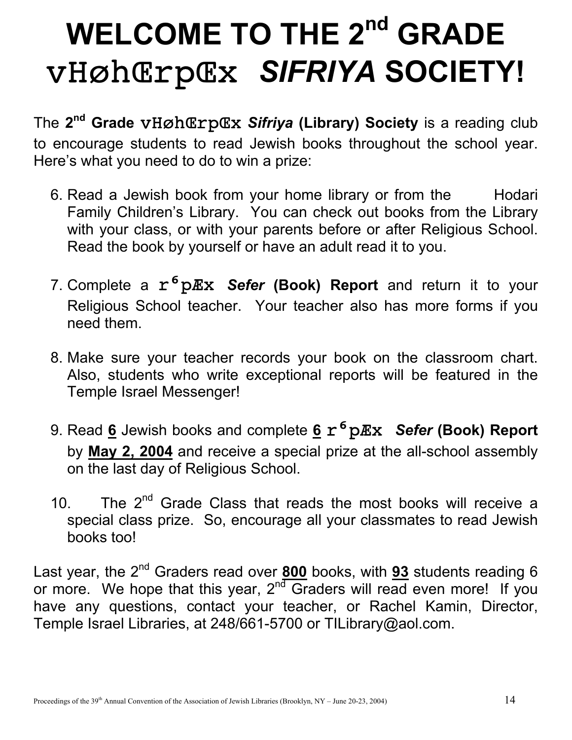# WELCOME TO THE 2nd GRADE vHøhŒrpŒx *SIFRIYA* SOCIETY!

The **2nd Grade vHøhŒrpŒx *Sifriya* (Library) Society** is a reading club to encourage students to read Jewish books throughout the school year. Here's what you need to do to win a prize:

6. Read a Jewish book from your home library or from the Hodari Family Children's Library. You can check out books from the Library with your class, or with your parents before or after Religious School. Read the book by yourself or have an adult read it to you.

7. Complete a **r⁶pÆx *Sefer* (Book) Report** and return it to your Religious School teacher. Your teacher also has more forms if you need them.

8. Make sure your teacher records your book on the classroom chart. Also, students who write exceptional reports will be featured in the Temple Israel Messenger!

9. Read **6** Jewish books and complete **6** **r⁶pÆx *Sefer* (Book) Report** by **May 2, 2004** and receive a special prize at the all-school assembly on the last day of Religious School.

10. The 2nd Grade Class that reads the most books will receive a special class prize. So, encourage all your classmates to read Jewish books too!

Last year, the 2nd Graders read over **800** books, with **93** students reading 6 or more. We hope that this year, 2nd Graders will read even more! If you have any questions, contact your teacher, or Rachel Kamin, Director, Temple Israel Libraries, at 248/661-5700 or TILibrary@aol.com.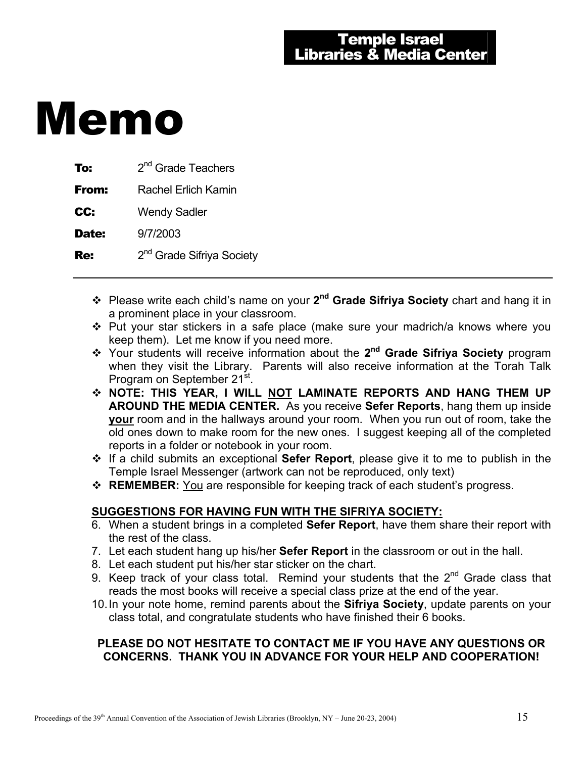**Temple Israel Libraries & Media Center**

# Memo

**To:** 2nd Grade Teachers

**From:** Rachel Erlich Kamin

**CC:** Wendy Sadler

**Date:** 9/7/2003

**Re:** 2nd Grade Sifriya Society

---

- Please write each child's name on your **2nd Grade Sifriya Society** chart and hang it in a prominent place in your classroom.
- Put your star stickers in a safe place (make sure your madrich/a knows where you keep them). Let me know if you need more.
- Your students will receive information about the **2nd Grade Sifriya Society** program when they visit the Library. Parents will also receive information at the Torah Talk Program on September 21st.
- **NOTE: THIS YEAR, I WILL NOT LAMINATE REPORTS AND HANG THEM UP AROUND THE MEDIA CENTER.** As you receive **Sefer Reports**, hang them up inside **your** room and in the hallways around your room. When you run out of room, take the old ones down to make room for the new ones. I suggest keeping all of the completed reports in a folder or notebook in your room.
- If a child submits an exceptional **Sefer Report**, please give it to me to publish in the Temple Israel Messenger (artwork can not be reproduced, only text)
- **REMEMBER:** You are responsible for keeping track of each student's progress.

**SUGGESTIONS FOR HAVING FUN WITH THE SIFRIYA SOCIETY:**

6. When a student brings in a completed **Sefer Report**, have them share their report with the rest of the class.
7. Let each student hang up his/her **Sefer Report** in the classroom or out in the hall.
8. Let each student put his/her star sticker on the chart.
9. Keep track of your class total. Remind your students that the 2nd Grade class that reads the most books will receive a special class prize at the end of the year.
10. In your note home, remind parents about the **Sifriya Society**, update parents on your class total, and congratulate students who have finished their 6 books.

**PLEASE DO NOT HESITATE TO CONTACT ME IF YOU HAVE ANY QUESTIONS OR CONCERNS. THANK YOU IN ADVANCE FOR YOUR HELP AND COOPERATION!**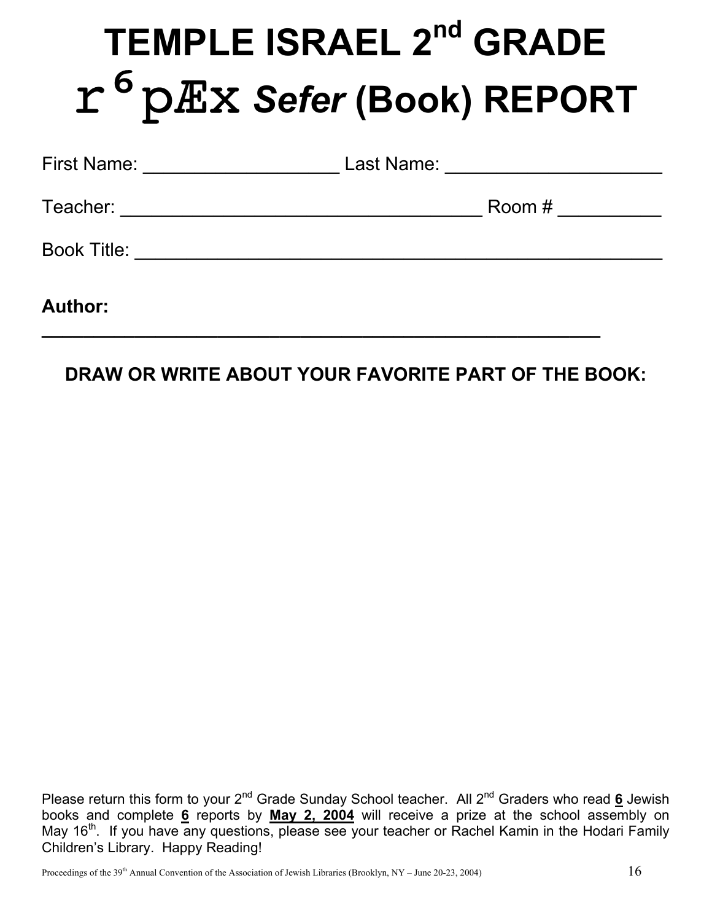# TEMPLE ISRAEL 2nd GRADE
# r⁶pÆx *Sefer* (Book) REPORT

First Name: ___________________ Last Name: _____________________

Teacher: ___________________________________ Room # __________

Book Title: ______________________________________________________

**Author:**

**_______________________________________________________**

**DRAW OR WRITE ABOUT YOUR FAVORITE PART OF THE BOOK:**

Please return this form to your 2nd Grade Sunday School teacher. All 2nd Graders who read **6** Jewish books and complete **6** reports by **May 2, 2004** will receive a prize at the school assembly on May 16th. If you have any questions, please see your teacher or Rachel Kamin in the Hodari Family Children's Library. Happy Reading!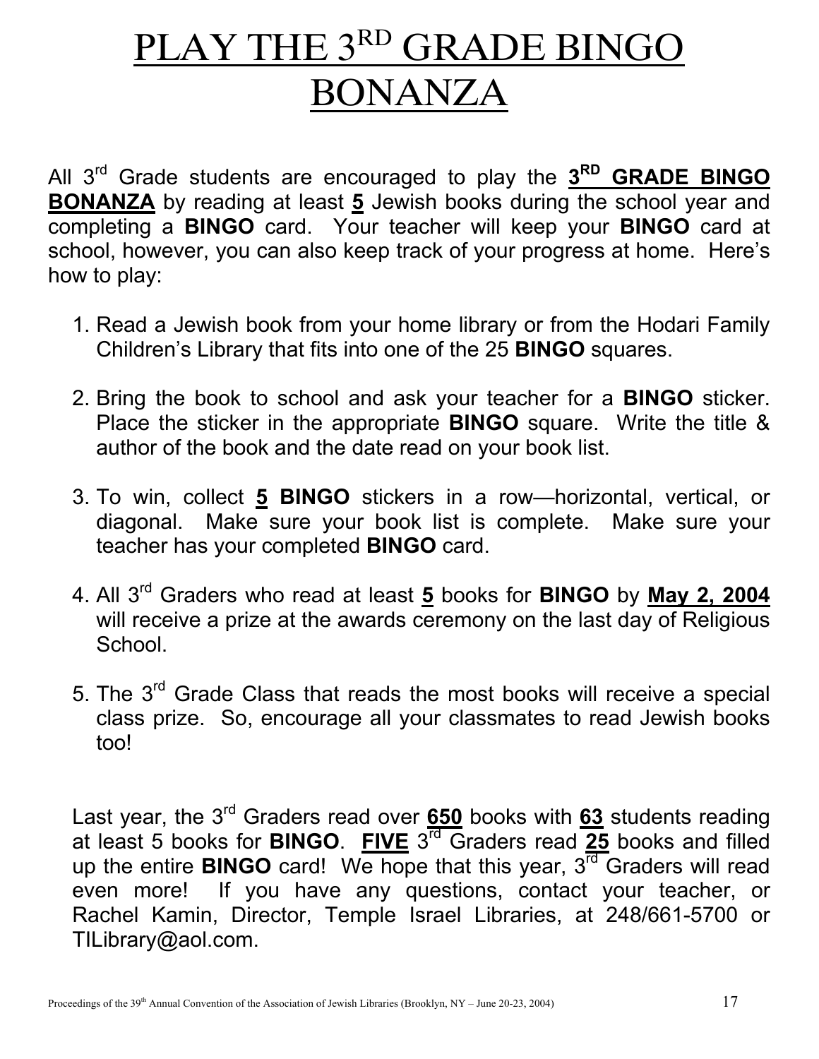# PLAY THE 3RD GRADE BINGO BONANZA

All 3rd Grade students are encouraged to play the **3RD GRADE BINGO BONANZA** by reading at least **5** Jewish books during the school year and completing a **BINGO** card. Your teacher will keep your **BINGO** card at school, however, you can also keep track of your progress at home. Here's how to play:

1. Read a Jewish book from your home library or from the Hodari Family Children's Library that fits into one of the 25 **BINGO** squares.

2. Bring the book to school and ask your teacher for a **BINGO** sticker. Place the sticker in the appropriate **BINGO** square. Write the title & author of the book and the date read on your book list.

3. To win, collect **5** **BINGO** stickers in a row—horizontal, vertical, or diagonal. Make sure your book list is complete. Make sure your teacher has your completed **BINGO** card.

4. All 3rd Graders who read at least **5** books for **BINGO** by **May 2, 2004** will receive a prize at the awards ceremony on the last day of Religious School.

5. The 3rd Grade Class that reads the most books will receive a special class prize. So, encourage all your classmates to read Jewish books too!

Last year, the 3rd Graders read over **650** books with **63** students reading at least 5 books for **BINGO**. **FIVE** 3rd Graders read **25** books and filled up the entire **BINGO** card! We hope that this year, 3rd Graders will read even more! If you have any questions, contact your teacher, or Rachel Kamin, Director, Temple Israel Libraries, at 248/661-5700 or TILibrary@aol.com.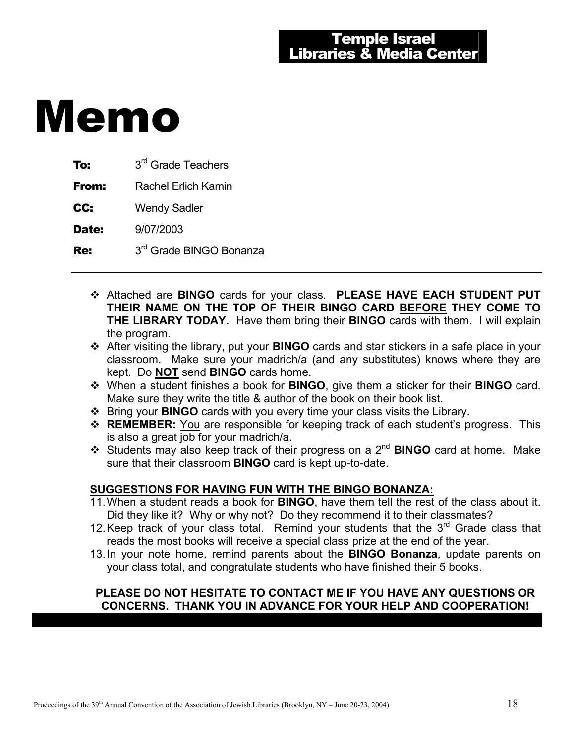**Temple Israel**
**Libraries & Media Center**

# Memo

**To:** 3rd Grade Teachers

**From:** Rachel Erlich Kamin

**CC:** Wendy Sadler

**Date:** 9/07/2003

**Re:** 3rd Grade BINGO Bonanza

---

- Attached are **BINGO** cards for your class. **PLEASE HAVE EACH STUDENT PUT THEIR NAME ON THE TOP OF THEIR BINGO CARD <u>BEFORE</u> THEY COME TO THE LIBRARY TODAY.** Have them bring their **BINGO** cards with them. I will explain the program.
- After visiting the library, put your **BINGO** cards and star stickers in a safe place in your classroom. Make sure your madrich/a (and any substitutes) knows where they are kept. Do **<u>NOT</u>** send **BINGO** cards home.
- When a student finishes a book for **BINGO**, give them a sticker for their **BINGO** card. Make sure they write the title & author of the book on their book list.
- Bring your **BINGO** cards with you every time your class visits the Library.
- **REMEMBER:** <u>You</u> are responsible for keeping track of each student's progress. This is also a great job for your madrich/a.
- Students may also keep track of their progress on a 2nd **BINGO** card at home. Make sure that their classroom **BINGO** card is kept up-to-date.

**<u>SUGGESTIONS FOR HAVING FUN WITH THE BINGO BONANZA:</u>**

11. When a student reads a book for **BINGO**, have them tell the rest of the class about it. Did they like it? Why or why not? Do they recommend it to their classmates?
12. Keep track of your class total. Remind your students that the 3rd Grade class that reads the most books will receive a special class prize at the end of the year.
13. In your note home, remind parents about the **BINGO Bonanza**, update parents on your class total, and congratulate students who have finished their 5 books.

**PLEASE DO NOT HESITATE TO CONTACT ME IF YOU HAVE ANY QUESTIONS OR CONCERNS. THANK YOU IN ADVANCE FOR YOUR HELP AND COOPERATION!**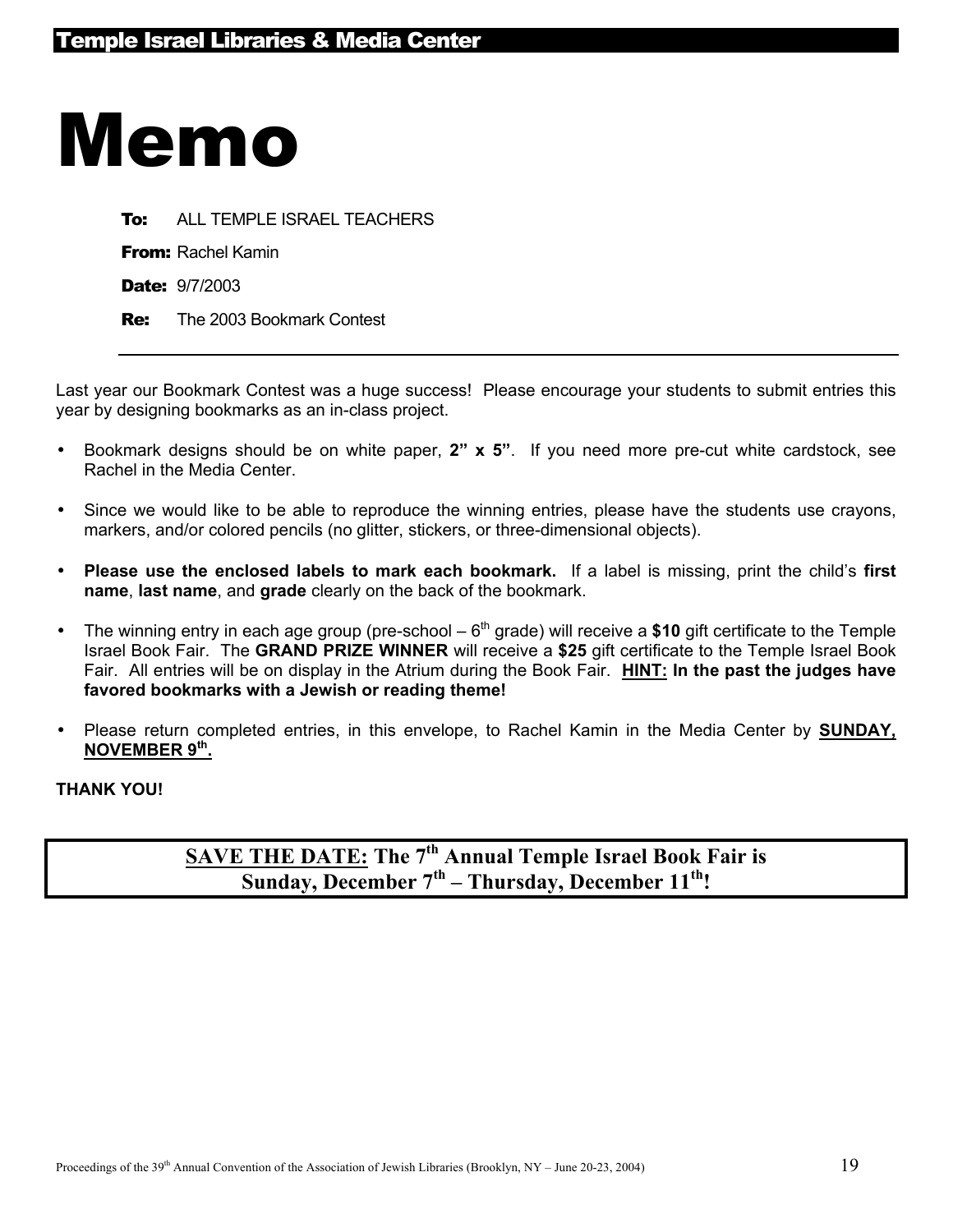**Temple Israel Libraries & Media Center**

# Memo

**To:** ALL TEMPLE ISRAEL TEACHERS

**From:** Rachel Kamin

**Date:** 9/7/2003

**Re:** The 2003 Bookmark Contest

---

Last year our Bookmark Contest was a huge success! Please encourage your students to submit entries this year by designing bookmarks as an in-class project.

- Bookmark designs should be on white paper, **2" x 5"**. If you need more pre-cut white cardstock, see Rachel in the Media Center.
- Since we would like to be able to reproduce the winning entries, please have the students use crayons, markers, and/or colored pencils (no glitter, stickers, or three-dimensional objects).
- **Please use the enclosed labels to mark each bookmark.** If a label is missing, print the child's **first name**, **last name**, and **grade** clearly on the back of the bookmark.
- The winning entry in each age group (pre-school – 6th grade) will receive a **$10** gift certificate to the Temple Israel Book Fair. The **GRAND PRIZE WINNER** will receive a **$25** gift certificate to the Temple Israel Book Fair. All entries will be on display in the Atrium during the Book Fair. **HINT: In the past the judges have favored bookmarks with a Jewish or reading theme!**
- Please return completed entries, in this envelope, to Rachel Kamin in the Media Center by **SUNDAY, NOVEMBER 9th.**

**THANK YOU!**

**SAVE THE DATE: The 7th Annual Temple Israel Book Fair is Sunday, December 7th – Thursday, December 11th!**